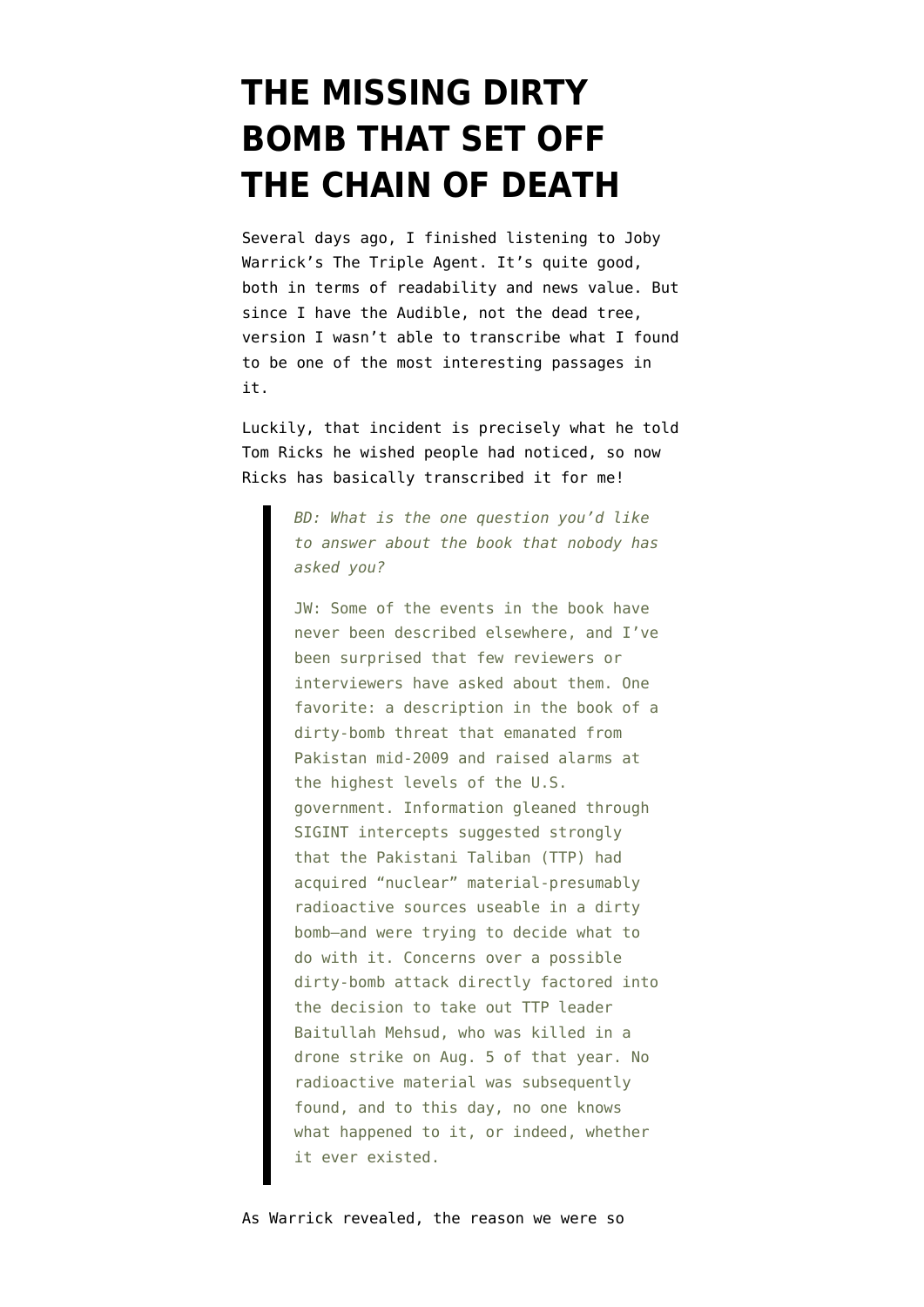# THE MISSING DIRTY BOMB THAT SET OFF THE CHAIN OF DEATH

Several days ago, I finished listening to Joby Warrick's The Triple Agent. It's quite good, both in terms of readability and news value. But since I have the Audible, not the dead tree, version I wasn't able to transcribe what I found to be one of the most interesting passages in it.

Luckily, that incident is precisely what he told Tom Ricks he wished people had noticed, so now Ricks has basically transcribed it for me!

> *BD: What is the one question you'd like to answer about the book that nobody has asked you?*
>
> JW: Some of the events in the book have never been described elsewhere, and I've been surprised that few reviewers or interviewers have asked about them. One favorite: a description in the book of a dirty-bomb threat that emanated from Pakistan mid-2009 and raised alarms at the highest levels of the U.S. government. Information gleaned through SIGINT intercepts suggested strongly that the Pakistani Taliban (TTP) had acquired "nuclear" material-presumably radioactive sources useable in a dirty bomb—and were trying to decide what to do with it. Concerns over a possible dirty-bomb attack directly factored into the decision to take out TTP leader Baitullah Mehsud, who was killed in a drone strike on Aug. 5 of that year. No radioactive material was subsequently found, and to this day, no one knows what happened to it, or indeed, whether it ever existed.

As Warrick revealed, the reason we were so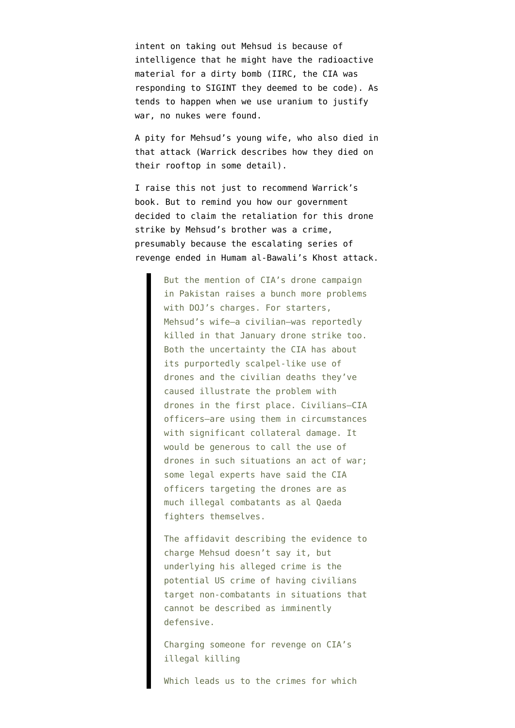intent on taking out Mehsud is because of intelligence that he might have the radioactive material for a dirty bomb (IIRC, the CIA was responding to SIGINT they deemed to be code). As tends to happen when we use uranium to justify war, no nukes were found.

A pity for Mehsud's young wife, who also died in that attack (Warrick describes how they died on their rooftop in some detail).

I raise this not just to recommend Warrick's book. But to remind you how our government decided to claim the retaliation for this drone strike by Mehsud's brother was a crime, presumably because the escalating series of revenge ended in Humam al-Bawali's Khost attack.

> But the mention of CIA's drone campaign in Pakistan raises a bunch more problems with DOJ's charges. For starters, Mehsud's wife—a civilian—was reportedly killed in that January drone strike too. Both the uncertainty the CIA has about its purportedly scalpel-like use of drones and the civilian deaths they've caused illustrate the problem with drones in the first place. Civilians—CIA officers—are using them in circumstances with significant collateral damage. It would be generous to call the use of drones in such situations an act of war; some legal experts have said the CIA officers targeting the drones are as much illegal combatants as al Qaeda fighters themselves.
>
> The affidavit describing the evidence to charge Mehsud doesn't say it, but underlying his alleged crime is the potential US crime of having civilians target non-combatants in situations that cannot be described as imminently defensive.
>
> Charging someone for revenge on CIA's illegal killing
>
> Which leads us to the crimes for which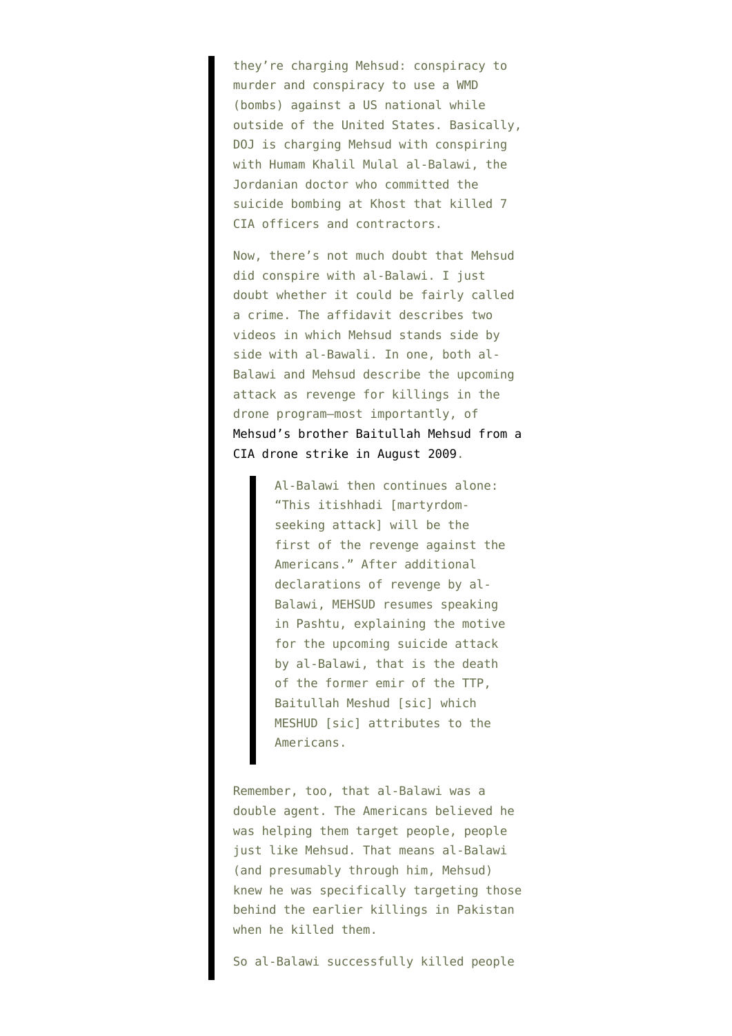they're charging Mehsud: conspiracy to murder and conspiracy to use a WMD (bombs) against a US national while outside of the United States. Basically, DOJ is charging Mehsud with conspiring with Humam Khalil Mulal al-Balawi, the Jordanian doctor who committed the suicide bombing at Khost that killed 7 CIA officers and contractors.

Now, there's not much doubt that Mehsud did conspire with al-Balawi. I just doubt whether it could be fairly called a crime. The affidavit describes two videos in which Mehsud stands side by side with al-Bawali. In one, both al-Balawi and Mehsud describe the upcoming attack as revenge for killings in the drone program—most importantly, of Mehsud's brother Baitullah Mehsud from a CIA drone strike in August 2009.

> Al-Balawi then continues alone: "This itishhadi [martyrdom-seeking attack] will be the first of the revenge against the Americans." After additional declarations of revenge by al-Balawi, MEHSUD resumes speaking in Pashtu, explaining the motive for the upcoming suicide attack by al-Balawi, that is the death of the former emir of the TTP, Baitullah Meshud [sic] which MESHUD [sic] attributes to the Americans.

Remember, too, that al-Balawi was a double agent. The Americans believed he was helping them target people, people just like Mehsud. That means al-Balawi (and presumably through him, Mehsud) knew he was specifically targeting those behind the earlier killings in Pakistan when he killed them.

So al-Balawi successfully killed people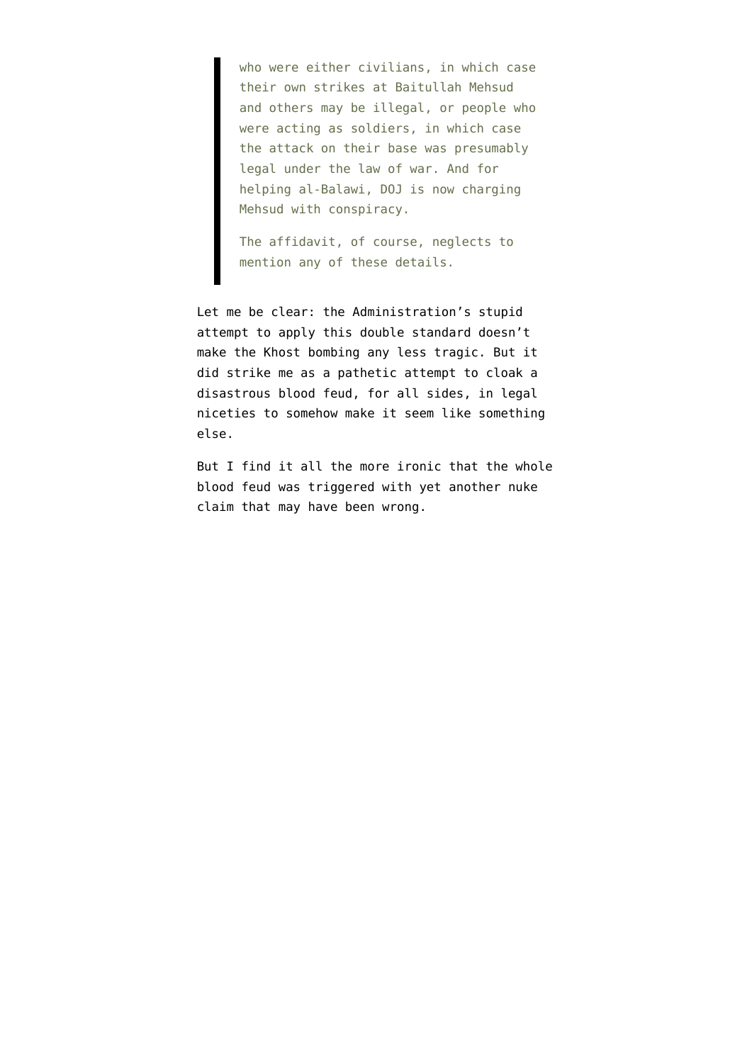> who were either civilians, in which case their own strikes at Baitullah Mehsud and others may be illegal, or people who were acting as soldiers, in which case the attack on their base was presumably legal under the law of war. And for helping al-Balawi, DOJ is now charging Mehsud with conspiracy.
>
> The affidavit, of course, neglects to mention any of these details.

Let me be clear: the Administration's stupid attempt to apply this double standard doesn't make the Khost bombing any less tragic. But it did strike me as a pathetic attempt to cloak a disastrous blood feud, for all sides, in legal niceties to somehow make it seem like something else.

But I find it all the more ironic that the whole blood feud was triggered with yet another nuke claim that may have been wrong.